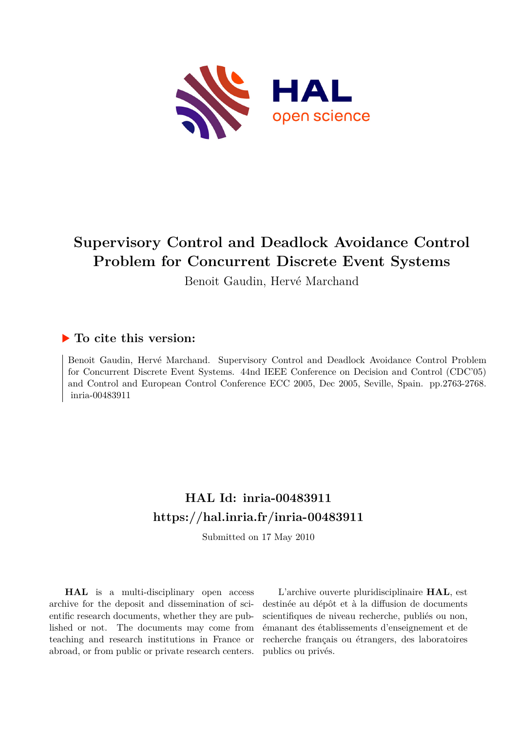# Supervisory Control and Deadlock Avoidance Control Problem for Concurrent Discrete Event Systems

Benoit Gaudin, Hervé Marchand

## ▶ To cite this version:

Benoit Gaudin, Hervé Marchand. Supervisory Control and Deadlock Avoidance Control Problem for Concurrent Discrete Event Systems. 44nd IEEE Conference on Decision and Control (CDC'05) and Control and European Control Conference ECC 2005, Dec 2005, Seville, Spain. pp.2763-2768. inria-00483911

## HAL Id: inria-00483911

## https://hal.inria.fr/inria-00483911

Submitted on 17 May 2010

**HAL** is a multi-disciplinary open access archive for the deposit and dissemination of scientific research documents, whether they are published or not. The documents may come from teaching and research institutions in France or abroad, or from public or private research centers.

L'archive ouverte pluridisciplinaire **HAL**, est destinée au dépôt et à la diffusion de documents scientifiques de niveau recherche, publiés ou non, émanant des établissements d'enseignement et de recherche français ou étrangers, des laboratoires publics ou privés.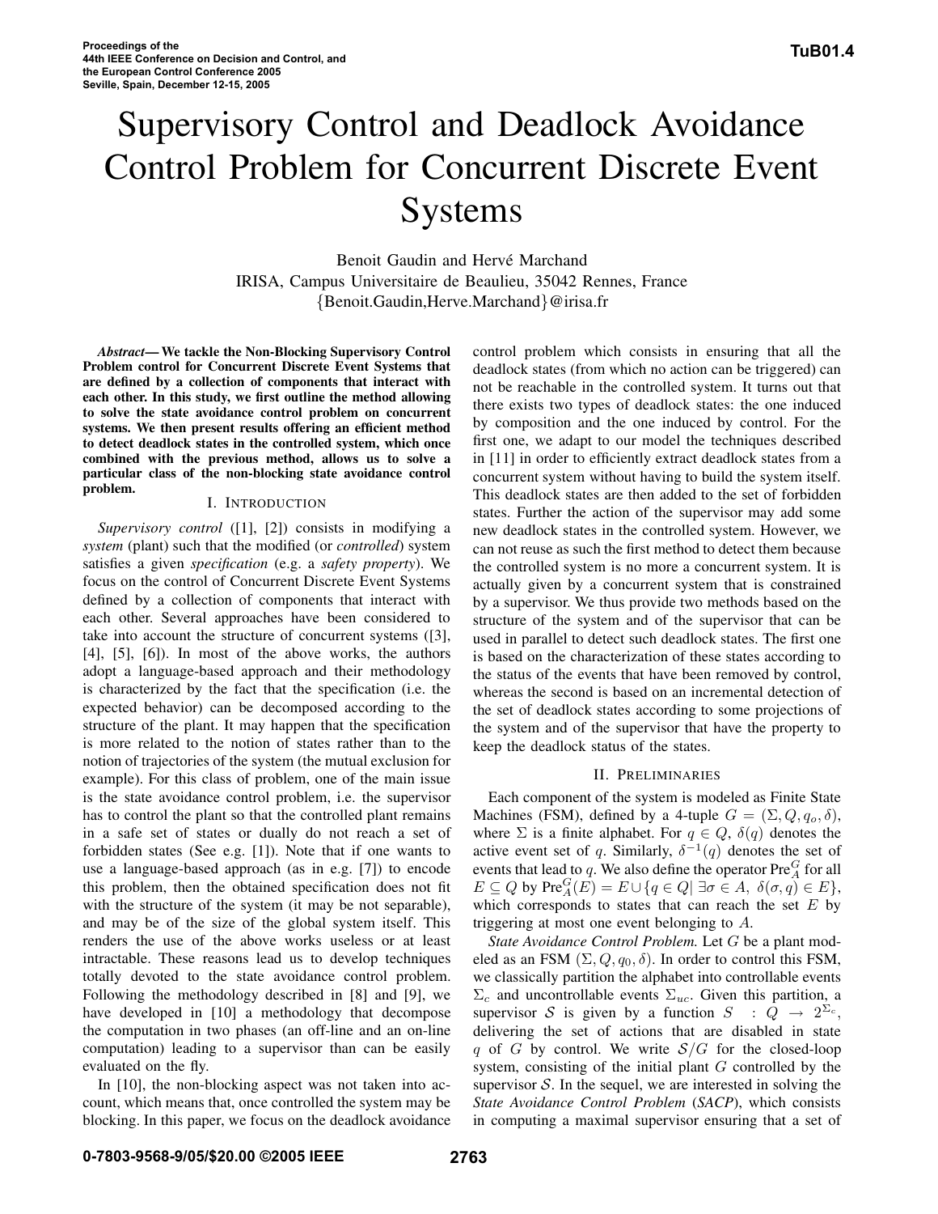# Supervisory Control and Deadlock Avoidance Control Problem for Concurrent Discrete Event Systems

Benoit Gaudin and Hervé Marchand
IRISA, Campus Universitaire de Beaulieu, 35042 Rennes, France
{Benoit.Gaudin,Herve.Marchand}@irisa.fr

***Abstract*— We tackle the Non-Blocking Supervisory Control Problem control for Concurrent Discrete Event Systems that are defined by a collection of components that interact with each other. In this study, we first outline the method allowing to solve the state avoidance control problem on concurrent systems. We then present results offering an efficient method to detect deadlock states in the controlled system, which once combined with the previous method, allows us to solve a particular class of the non-blocking state avoidance control problem.**

## I. Introduction

*Supervisory control* ([1], [2]) consists in modifying a *system* (plant) such that the modified (or *controlled*) system satisfies a given *specification* (e.g. a *safety property*). We focus on the control of Concurrent Discrete Event Systems defined by a collection of components that interact with each other. Several approaches have been considered to take into account the structure of concurrent systems ([3], [4], [5], [6]). In most of the above works, the authors adopt a language-based approach and their methodology is characterized by the fact that the specification (i.e. the expected behavior) can be decomposed according to the structure of the plant. It may happen that the specification is more related to the notion of states rather than to the notion of trajectories of the system (the mutual exclusion for example). For this class of problem, one of the main issue is the state avoidance control problem, i.e. the supervisor has to control the plant so that the controlled plant remains in a safe set of states or dually do not reach a set of forbidden states (See e.g. [1]). Note that if one wants to use a language-based approach (as in e.g. [7]) to encode this problem, then the obtained specification does not fit with the structure of the system (it may be not separable), and may be of the size of the global system itself. This renders the use of the above works useless or at least intractable. These reasons lead us to develop techniques totally devoted to the state avoidance control problem. Following the methodology described in [8] and [9], we have developed in [10] a methodology that decompose the computation in two phases (an off-line and an on-line computation) leading to a supervisor than can be easily evaluated on the fly.

In [10], the non-blocking aspect was not taken into account, which means that, once controlled the system may be blocking. In this paper, we focus on the deadlock avoidance control problem which consists in ensuring that all the deadlock states (from which no action can be triggered) can not be reachable in the controlled system. It turns out that there exists two types of deadlock states: the one induced by composition and the one induced by control. For the first one, we adapt to our model the techniques described in [11] in order to efficiently extract deadlock states from a concurrent system without having to build the system itself. This deadlock states are then added to the set of forbidden states. Further the action of the supervisor may add some new deadlock states in the controlled system. However, we can not reuse as such the first method to detect them because the controlled system is no more a concurrent system. It is actually given by a concurrent system that is constrained by a supervisor. We thus provide two methods based on the structure of the system and of the supervisor that can be used in parallel to detect such deadlock states. The first one is based on the characterization of these states according to the status of the events that have been removed by control, whereas the second is based on an incremental detection of the set of deadlock states according to some projections of the system and of the supervisor that have the property to keep the deadlock status of the states.

## II. Preliminaries

Each component of the system is modeled as Finite State Machines (FSM), defined by a 4-tuple $G = (\Sigma, Q, q_o, \delta)$, where $\Sigma$ is a finite alphabet. For $q \in Q$, $\delta(q)$ denotes the active event set of $q$. Similarly, $\delta^{-1}(q)$ denotes the set of events that lead to $q$. We also define the operator $\text{Pre}^G_A$ for all $E \subseteq Q$ by $\text{Pre}^G_A(E) = E \cup \{q \in Q | \; \exists \sigma \in A, \; \delta(\sigma, q) \in E\}$, which corresponds to states that can reach the set $E$ by triggering at most one event belonging to $A$.

*State Avoidance Control Problem.* Let $G$ be a plant modeled as an FSM $(\Sigma, Q, q_0, \delta)$. In order to control this FSM, we classically partition the alphabet into controllable events $\Sigma_c$ and uncontrollable events $\Sigma_{uc}$. Given this partition, a supervisor $\mathcal{S}$ is given by a function $S \; : \; Q \rightarrow 2^{\Sigma_c}$, delivering the set of actions that are disabled in state $q$ of $G$ by control. We write $\mathcal{S}/G$ for the closed-loop system, consisting of the initial plant $G$ controlled by the supervisor $\mathcal{S}$. In the sequel, we are interested in solving the *State Avoidance Control Problem* (*SACP*), which consists in computing a maximal supervisor ensuring that a set of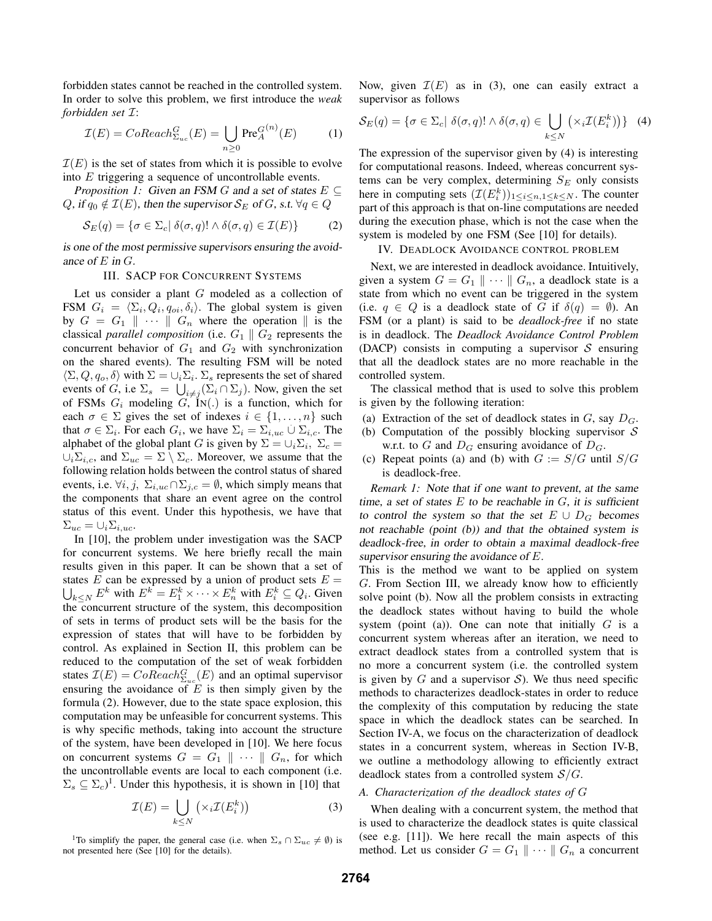forbidden states cannot be reached in the controlled system. In order to solve this problem, we first introduce the *weak forbidden set* $\mathcal{I}$:

$$\mathcal{I}(E) = CoReach^G_{\Sigma_{uc}}(E) = \bigcup_{n \geq 0} \text{Pre}_A^{G(n)}(E) \tag{1}$$

$\mathcal{I}(E)$ is the set of states from which it is possible to evolve into $E$ triggering a sequence of uncontrollable events.

*Proposition 1:* *Given an FSM $G$ and a set of states $E \subseteq Q$, if $q_0 \notin \mathcal{I}(E)$, then the supervisor $\mathcal{S}_E$ of $G$, s.t. $\forall q \in Q$*

$$\mathcal{S}_E(q) = \{\sigma \in \Sigma_c | \ \delta(\sigma, q)! \wedge \delta(\sigma, q) \in \mathcal{I}(E)\} \tag{2}$$

*is one of the most permissive supervisors ensuring the avoidance of $E$ in $G$.*

## III. SACP for Concurrent Systems

Let us consider a plant $G$ modeled as a collection of FSM $G_i = \langle \Sigma_i, Q_i, q_{oi}, \delta_i \rangle$. The global system is given by $G = G_1 \parallel \cdots \parallel G_n$ where the operation $\parallel$ is the classical *parallel composition* (i.e. $G_1 \parallel G_2$ represents the concurrent behavior of $G_1$ and $G_2$ with synchronization on the shared events). The resulting FSM will be noted $\langle \Sigma, Q, q_o, \delta \rangle$ with $\Sigma = \cup_i \Sigma_i$. $\Sigma_s$ represents the set of shared events of $G$, i.e $\Sigma_s = \bigcup_{i \neq j}(\Sigma_i \cap \Sigma_j)$. Now, given the set of FSMs $G_i$ modeling $G$, $\text{IN}(.)$ is a function, which for each $\sigma \in \Sigma$ gives the set of indexes $i \in \{1, \ldots, n\}$ such that $\sigma \in \Sigma_i$. For each $G_i$, we have $\Sigma_i = \Sigma_{i,uc} \dot\cup \Sigma_{i,c}$. The alphabet of the global plant $G$ is given by $\Sigma = \cup_i \Sigma_i$, $\Sigma_c = \cup_i \Sigma_{i,c}$, and $\Sigma_{uc} = \Sigma \setminus \Sigma_c$. Moreover, we assume that the following relation holds between the control status of shared events, i.e. $\forall i, j, \ \Sigma_{i,uc} \cap \Sigma_{j,c} = \emptyset$, which simply means that the components that share an event agree on the control status of this event. Under this hypothesis, we have that $\Sigma_{uc} = \cup_i \Sigma_{i,uc}$.

In [10], the problem under investigation was the SACP for concurrent systems. We here briefly recall the main results given in this paper. It can be shown that a set of states $E$ can be expressed by a union of product sets $E = \bigcup_{k \leq N} E^k$ with $E^k = E^k_1 \times \cdots \times E^k_n$ with $E^k_i \subseteq Q_i$. Given the concurrent structure of the system, this decomposition of sets in terms of product sets will be the basis for the expression of states that will have to be forbidden by control. As explained in Section II, this problem can be reduced to the computation of the set of weak forbidden states $\mathcal{I}(E) = CoReach^G_{\Sigma_{uc}}(E)$ and an optimal supervisor ensuring the avoidance of $E$ is then simply given by the formula (2). However, due to the state space explosion, this computation may be unfeasible for concurrent systems. This is why specific methods, taking into account the structure of the system, have been developed in [10]. We here focus on concurrent systems $G = G_1 \parallel \cdots \parallel G_n$, for which the uncontrollable events are local to each component (i.e. $\Sigma_s \subseteq \Sigma_c$)[1]. Under this hypothesis, it is shown in [10] that

$$\mathcal{I}(E) = \bigcup_{k \leq N} \left( \times_i \mathcal{I}(E^k_i) \right) \tag{3}$$

[1]To simplify the paper, the general case (i.e. when $\Sigma_s \cap \Sigma_{uc} \neq \emptyset$) is not presented here (See [10] for the details).

Now, given $\mathcal{I}(E)$ as in (3), one can easily extract a supervisor as follows

$$\mathcal{S}_E(q) = \{\sigma \in \Sigma_c | \ \delta(\sigma, q)! \wedge \delta(\sigma, q) \in \bigcup_{k \leq N} \left( \times_i \mathcal{I}(E^k_i) \right)\} \tag{4}$$

The expression of the supervisor given by (4) is interesting for computational reasons. Indeed, whereas concurrent systems can be very complex, determining $S_E$ only consists here in computing sets $(\mathcal{I}(E^k_i))_{1 \leq i \leq n, 1 \leq k \leq N}$. The counter part of this approach is that on-line computations are needed during the execution phase, which is not the case when the system is modeled by one FSM (See [10] for details).

## IV. Deadlock Avoidance control problem

Next, we are interested in deadlock avoidance. Intuitively, given a system $G = G_1 \parallel \cdots \parallel G_n$, a deadlock state is a state from which no event can be triggered in the system (i.e. $q \in Q$ is a deadlock state of $G$ if $\delta(q) = \emptyset$). An FSM (or a plant) is said to be *deadlock-free* if no state is in deadlock. The *Deadlock Avoidance Control Problem* (DACP) consists in computing a supervisor $\mathcal{S}$ ensuring that all the deadlock states are no more reachable in the controlled system.

The classical method that is used to solve this problem is given by the following iteration:

(a) Extraction of the set of deadlock states in $G$, say $D_G$.
(b) Computation of the possibly blocking supervisor $\mathcal{S}$ w.r.t. to $G$ and $D_G$ ensuring avoidance of $D_G$.
(c) Repeat points (a) and (b) with $G := S/G$ until $S/G$ is deadlock-free.

*Remark 1:* *Note that if one want to prevent, at the same time, a set of states $E$ to be reachable in $G$, it is sufficient to control the system so that the set $E \cup D_G$ becomes not reachable (point (b)) and that the obtained system is deadlock-free, in order to obtain a maximal deadlock-free supervisor ensuring the avoidance of $E$.*

This is the method we want to be applied on system $G$. From Section III, we already know how to efficiently solve point (b). Now all the problem consists in extracting the deadlock states without having to build the whole system (point (a)). One can note that initially $G$ is a concurrent system whereas after an iteration, we need to extract deadlock states from a controlled system that is no more a concurrent system (i.e. the controlled system is given by $G$ and a supervisor $\mathcal{S}$). We thus need specific methods to characterizes deadlock-states in order to reduce the complexity of this computation by reducing the state space in which the deadlock states can be searched. In Section IV-A, we focus on the characterization of deadlock states in a concurrent system, whereas in Section IV-B, we outline a methodology allowing to efficiently extract deadlock states from a controlled system $\mathcal{S}/G$.

### A. Characterization of the deadlock states of G

When dealing with a concurrent system, the method that is used to characterize the deadlock states is quite classical (see e.g. [11]). We here recall the main aspects of this method. Let us consider $G = G_1 \parallel \cdots \parallel G_n$ a concurrent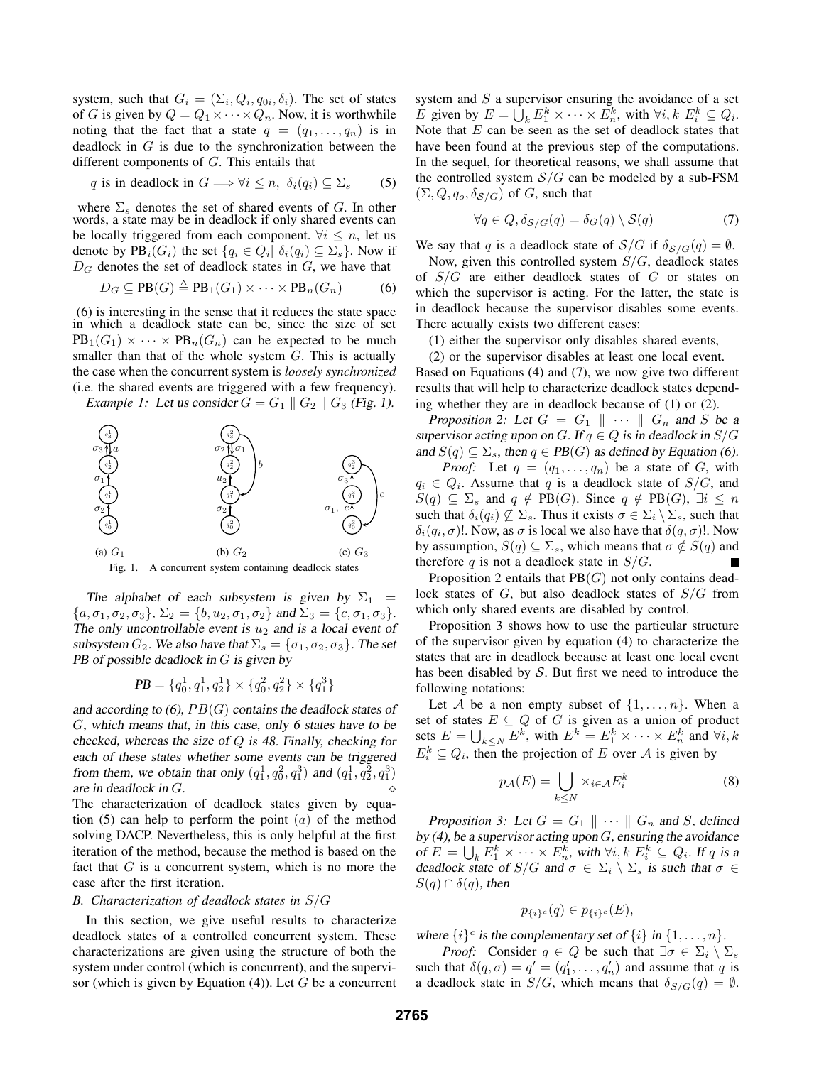system, such that $G_i = (\Sigma_i, Q_i, q_{0i}, \delta_i)$. The set of states of $G$ is given by $Q = Q_1 \times \cdots \times Q_n$. Now, it is worthwhile noting that the fact that a state $q = (q_1, \ldots, q_n)$ is in deadlock in $G$ is due to the synchronization between the different components of $G$. This entails that

$$q \text{ is in deadlock in } G \Longrightarrow \forall i \leq n,\ \delta_i(q_i) \subseteq \Sigma_s \tag{5}$$

where $\Sigma_s$ denotes the set of shared events of $G$. In other words, a state may be in deadlock if only shared events can be locally triggered from each component. $\forall i \leq n$, let us denote by $\text{PB}_i(G_i)$ the set $\{q_i \in Q_i |\ \delta_i(q_i) \subseteq \Sigma_s\}$. Now if $D_G$ denotes the set of deadlock states in $G$, we have that

$$D_G \subseteq \text{PB}(G) \triangleq \text{PB}_1(G_1) \times \cdots \times \text{PB}_n(G_n) \tag{6}$$

(6) is interesting in the sense that it reduces the state space in which a deadlock state can be, since the size of set $\text{PB}_1(G_1) \times \cdots \times \text{PB}_n(G_n)$ can be expected to be much smaller than that of the whole system $G$. This is actually the case when the concurrent system is *loosely synchronized* (i.e. the shared events are triggered with a few frequency).

*Example 1:* Let us consider $G = G_1 \parallel G_2 \parallel G_3$ (Fig. 1).

(a) $G_1$ (b) $G_2$ (c) $G_3$

Fig. 1. A concurrent system containing deadlock states

*The alphabet of each subsystem is given by* $\Sigma_1 = \{a, \sigma_1, \sigma_2, \sigma_3\}$, $\Sigma_2 = \{b, u_2, \sigma_1, \sigma_2\}$ *and* $\Sigma_3 = \{c, \sigma_1, \sigma_3\}$. *The only uncontrollable event is* $u_2$ *and is a local event of subsystem* $G_2$. *We also have that* $\Sigma_s = \{\sigma_1, \sigma_2, \sigma_3\}$. *The set PB of possible deadlock in* $G$ *is given by*

$$PB = \{q_0^1, q_1^1, q_2^1\} \times \{q_0^2, q_2^2\} \times \{q_1^3\}$$

*and according to (6),* $PB(G)$ *contains the deadlock states of* $G$*, which means that, in this case, only 6 states have to be checked, whereas the size of* $Q$ *is 48. Finally, checking for each of these states whether some events can be triggered from them, we obtain that only* $(q_1^1, q_0^2, q_1^3)$ *and* $(q_1^1, q_2^2, q_1^3)$ *are in deadlock in* $G$*.* ◇

The characterization of deadlock states given by equation (5) can help to perform the point $(a)$ of the method solving DACP. Nevertheless, this is only helpful at the first iteration of the method, because the method is based on the fact that $G$ is a concurrent system, which is no more the case after the first iteration.

### *B. Characterization of deadlock states in $S/G$*

In this section, we give useful results to characterize deadlock states of a controlled concurrent system. These characterizations are given using the structure of both the system under control (which is concurrent), and the supervisor (which is given by Equation (4)). Let $G$ be a concurrent system and $S$ a supervisor ensuring the avoidance of a set $E$ given by $E = \bigcup_k E_1^k \times \cdots \times E_n^k$, with $\forall i, k\ E_i^k \subseteq Q_i$. Note that $E$ can be seen as the set of deadlock states that have been found at the previous step of the computations. In the sequel, for theoretical reasons, we shall assume that the controlled system $\mathcal{S}/G$ can be modeled by a sub-FSM $(\Sigma, Q, q_o, \delta_{\mathcal{S}/G})$ of $G$, such that

$$\forall q \in Q, \delta_{\mathcal{S}/G}(q) = \delta_G(q) \setminus \mathcal{S}(q) \tag{7}$$

We say that $q$ is a deadlock state of $\mathcal{S}/G$ if $\delta_{\mathcal{S}/G}(q) = \emptyset$.

Now, given this controlled system $S/G$, deadlock states of $S/G$ are either deadlock states of $G$ or states on which the supervisor is acting. For the latter, the state is in deadlock because the supervisor disables some events. There actually exists two different cases:

(1) either the supervisor only disables shared events,

(2) or the supervisor disables at least one local event.

Based on Equations (4) and (7), we now give two different results that will help to characterize deadlock states depending whether they are in deadlock because of (1) or (2).

*Proposition 2:* Let $G = G_1 \parallel \cdots \parallel G_n$ and $S$ be a supervisor acting upon on $G$. If $q \in Q$ is in deadlock in $S/G$ and $S(q) \subseteq \Sigma_s$, then $q \in PB(G)$ as defined by Equation (6).

*Proof:* Let $q = (q_1, \ldots, q_n)$ be a state of $G$, with $q_i \in Q_i$. Assume that $q$ is a deadlock state of $S/G$, and $S(q) \subseteq \Sigma_s$ and $q \notin \text{PB}(G)$. Since $q \notin \text{PB}(G)$, $\exists i \leq n$ such that $\delta_i(q_i) \not\subseteq \Sigma_s$. Thus it exists $\sigma \in \Sigma_i \setminus \Sigma_s$, such that $\delta_i(q_i, \sigma)!$. Now, as $\sigma$ is local we also have that $\delta(q, \sigma)!$. Now by assumption, $S(q) \subseteq \Sigma_s$, which means that $\sigma \notin S(q)$ and therefore $q$ is not a deadlock state in $S/G$. ■

Proposition 2 entails that $\text{PB}(G)$ not only contains deadlock states of $G$, but also deadlock states of $S/G$ from which only shared events are disabled by control.

Proposition 3 shows how to use the particular structure of the supervisor given by equation (4) to characterize the states that are in deadlock because at least one local event has been disabled by $\mathcal{S}$. But first we need to introduce the following notations:

Let $\mathcal{A}$ be a non empty subset of $\{1, \ldots, n\}$. When a set of states $E \subseteq Q$ of $G$ is given as a union of product sets $E = \bigcup_{k \leq N} E^k$, with $E^k = E_1^k \times \cdots \times E_n^k$ and $\forall i, k$ $E_i^k \subseteq Q_i$, then the projection of $E$ over $\mathcal{A}$ is given by

$$p_{\mathcal{A}}(E) = \bigcup_{k \leq N} \times_{i \in \mathcal{A}} E_i^k \tag{8}$$

*Proposition 3:* Let $G = G_1 \parallel \cdots \parallel G_n$ and $S$, defined by (4), be a supervisor acting upon $G$, ensuring the avoidance of $E = \bigcup_k E_1^k \times \cdots \times E_n^k$, with $\forall i, k\ E_i^k \subseteq Q_i$. If $q$ is a deadlock state of $S/G$ and $\sigma \in \Sigma_i \setminus \Sigma_s$ is such that $\sigma \in S(q) \cap \delta(q)$, then

$$p_{\{i\}^c}(q) \in p_{\{i\}^c}(E),$$

where $\{i\}^c$ is the complementary set of $\{i\}$ in $\{1, \ldots, n\}$.

*Proof:* Consider $q \in Q$ be such that $\exists \sigma \in \Sigma_i \setminus \Sigma_s$ such that $\delta(q, \sigma) = q' = (q_1', \ldots, q_n')$ and assume that $q$ is a deadlock state in $S/G$, which means that $\delta_{S/G}(q) = \emptyset$.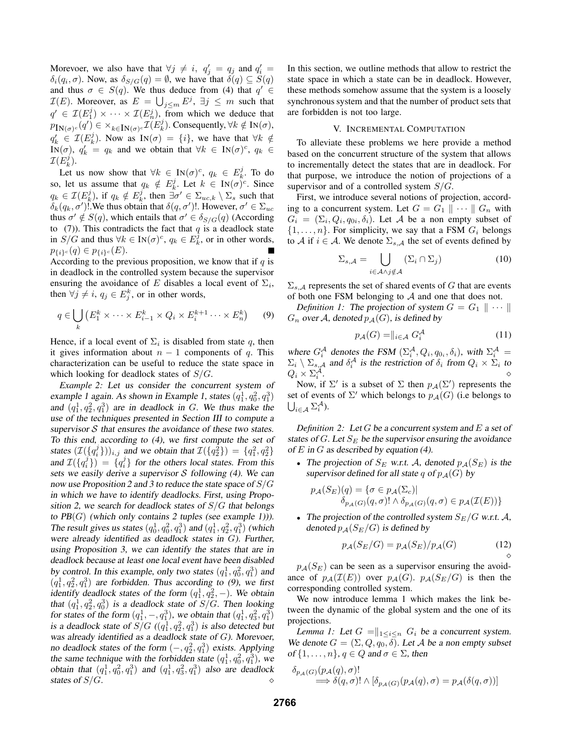Morevoer, we also have that $\forall j \neq i$, $q'_j = q_j$ and $q'_i = \delta_i(q_i, \sigma)$. Now, as $\delta_{S/G}(q) = \emptyset$, we have that $\delta(q) \subseteq S(q)$ and thus $\sigma \in S(q)$. We thus deduce from (4) that $q' \in \mathcal{I}(E)$. Moreover, as $E = \bigcup_{j \leq m} E^j$, $\exists j \leq m$ such that $q' \in \mathcal{I}(E^j_1) \times \cdots \times \mathcal{I}(E^j_n)$, from which we deduce that $p_{\text{IN}(\sigma)^c}(q') \in \times_{k \in \text{IN}(\sigma)^c} \mathcal{I}(E^j_k)$. Consequently, $\forall k \notin \text{IN}(\sigma)$, $q'_k \in \mathcal{I}(E^j_k)$. Now as $\text{IN}(\sigma) = \{i\}$, we have that $\forall k \notin \text{IN}(\sigma)$, $q'_k = q_k$ and we obtain that $\forall k \in \text{IN}(\sigma)^c$, $q_k \in \mathcal{I}(E^j_k)$.

Let us now show that $\forall k \in \text{IN}(\sigma)^c$, $q_k \in E^j_k$. To do so, let us assume that $q_k \notin E^j_k$. Let $k \in \text{IN}(\sigma)^c$. Since $q_k \in \mathcal{I}(E^j_k)$, if $q_k \notin E^j_k$, then $\exists \sigma' \in \Sigma_{uc,k} \setminus \Sigma_s$ such that $\delta_k(q_k, \sigma')!$.We thus obtain that $\delta(q, \sigma')!$. However, $\sigma' \in \Sigma_{uc}$ thus $\sigma' \notin S(q)$, which entails that $\sigma' \in \delta_{S/G}(q)$ (According to (7)). This contradicts the fact that $q$ is a deadlock state in $S/G$ and thus $\forall k \in \text{IN}(\sigma)^c$, $q_k \in E^j_k$, or in other words, $p_{\{i\}^c}(q) \in p_{\{i\}^c}(E)$. ■

According to the previous proposition, we know that if $q$ is in deadlock in the controlled system because the supervisor ensuring the avoidance of $E$ disables a local event of $\Sigma_i$, then $\forall j \neq i$, $q_j \in E^k_j$, or in other words,

$$q \in \bigcup_k \left(E^k_1 \times \cdots \times E^k_{i-1} \times Q_i \times E^{k+1}_i \cdots \times E^k_n\right) \quad (9)$$

Hence, if a local event of $\Sigma_i$ is disabled from state $q$, then it gives information about $n-1$ components of $q$. This characterization can be useful to reduce the state space in which looking for deadlock states of $S/G$.

*Example 2:* *Let us consider the concurrent system of example 1 again. As shown in Example 1, states $(q^1_1, q^2_0, q^3_1)$ and $(q^1_1, q^2_2, q^3_1)$ are in deadlock in $G$. We thus make the use of the techniques presented in Section III to compute a supervisor $\mathcal{S}$ that ensures the avoidance of these two states. To this end, according to (4), we first compute the set of states $(\mathcal{I}(\{q^j_i\}))_{i,j}$ and we obtain that $\mathcal{I}(\{q^2_2\}) = \{q^2_1, q^2_2\}$ and $\mathcal{I}(\{q^j_i\}) = \{q^j_i\}$ for the others local states. From this sets we easily derive a supervisor $\mathcal{S}$ following (4). We can now use Proposition 2 and 3 to reduce the state space of $S/G$ in which we have to identify deadlocks. First, using Proposition 2, we search for deadlock states of $S/G$ that belongs to PB$(G)$ (which only contains 2 tuples (see example 1))). The result gives us states $(q^1_0, q^2_0, q^3_1)$ and $(q^1_1, q^2_2, q^3_1)$ (which were already identified as deadlock states in $G$). Further, using Proposition 3, we can identify the states that are in deadlock because at least one local event have been disabled by control. In this example, only two states $(q^1_1, q^2_0, q^3_1)$ and $(q^1_1, q^2_2, q^3_1)$ are forbidden. Thus according to (9), we first identify deadlock states of the form $(q^1_1, q^2_2, -)$. We obtain that $(q^1_1, q^2_2, q^3_0)$ is a deadlock state of $S/G$. Then looking for states of the form $(q^1_1, -, q^3_1)$, we obtain that $(q^1_1, q^2_3, q^3_1)$ is a deadlock state of $S/G$ ($(q^1_1, q^2_2, q^3_1)$ is also detected but was already identified as a deadlock state of $G$). Morevoer, no deadlock states of the form $(-, q^2_2, q^3_1)$ exists. Applying the same technique with the forbidden state $(q^1_1, q^2_0, q^3_1)$, we obtain that $(q^1_1, q^2_0, q^3_0)$ and $(q^1_1, q^2_3, q^3_1)$ also are deadlock states of $S/G$.* ⋄

In this section, we outline methods that allow to restrict the state space in which a state can be in deadlock. However, these methods somehow assume that the system is a loosely synchronous system and that the number of product sets that are forbidden is not too large.

## V. Incremental Computation

To alleviate these problems we here provide a method based on the concurrent structure of the system that allows to incrementally detect the states that are in deadlock. For that purpose, we introduce the notion of projections of a supervisor and of a controlled system $S/G$.

First, we introduce several notions of projection, according to a concurrent system. Let $G = G_1 \parallel \cdots \parallel G_n$ with $G_i = (\Sigma_i, Q_i, q_{0i}, \delta_i)$. Let $\mathcal{A}$ be a non empty subset of $\{1, \ldots, n\}$. For simplicity, we say that a FSM $G_i$ belongs to $\mathcal{A}$ if $i \in \mathcal{A}$. We denote $\Sigma_{s,\mathcal{A}}$ the set of events defined by

$$\Sigma_{s,\mathcal{A}} = \bigcup_{i \in \mathcal{A} \wedge j \notin \mathcal{A}} (\Sigma_i \cap \Sigma_j) \quad (10)$$

$\Sigma_{s,\mathcal{A}}$ represents the set of shared events of $G$ that are events of both one FSM belonging to $\mathcal{A}$ and one that does not.

*Definition 1:* *The projection of system $G = G_1 \parallel \cdots \parallel G_n$ over $\mathcal{A}$, denoted $p_{\mathcal{A}}(G)$, is defined by*

$$p_{\mathcal{A}}(G) = \parallel_{i \in \mathcal{A}} G^{\mathcal{A}}_i \quad (11)$$

*where $G^{\mathcal{A}}_i$ denotes the FSM $(\Sigma^{\mathcal{A}}_i, Q_i, q_{0_i}, \delta_i)$, with $\Sigma^{\mathcal{A}}_i = \Sigma_i \setminus \Sigma_{s,\mathcal{A}}$ and $\delta^{\mathcal{A}}_i$ is the restriction of $\delta_i$ from $Q_i \times \Sigma_i$ to $Q_i \times \Sigma^{\mathcal{A}}_i$.* ⋄

Now, if $\Sigma'$ is a subset of $\Sigma$ then $p_{\mathcal{A}}(\Sigma')$ represents the set of events of $\Sigma'$ which belongs to $p_{\mathcal{A}}(G)$ (i.e belongs to $\bigcup_{i \in \mathcal{A}} \Sigma^{\mathcal{A}}_i$).

*Definition 2:* *Let $G$ be a concurrent system and $E$ a set of states of $G$. Let $S_E$ be the supervisor ensuring the avoidance of $E$ in $G$ as described by equation (4).*

- *The projection of $S_E$ w.r.t. $\mathcal{A}$, denoted $p_{\mathcal{A}}(S_E)$ is the supervisor defined for all state $q$ of $p_{\mathcal{A}}(G)$ by*

$$p_{\mathcal{A}}(S_E)(q) = \{\sigma \in p_{\mathcal{A}}(\Sigma_c) | \\ \delta_{p_{\mathcal{A}}(G)}(q, \sigma)! \wedge \delta_{p_{\mathcal{A}}(G)}(q, \sigma) \in p_{\mathcal{A}}(\mathcal{I}(E))\}$$

- *The projection of the controlled system $S_E/G$ w.r.t. $\mathcal{A}$, denoted $p_{\mathcal{A}}(S_E/G)$ is defined by*

$$p_{\mathcal{A}}(S_E/G) = p_{\mathcal{A}}(S_E)/p_{\mathcal{A}}(G) \quad (12)$$

⋄

$p_{\mathcal{A}}(S_E)$ can be seen as a supervisor ensuring the avoidance of $p_{\mathcal{A}}(\mathcal{I}(E))$ over $p_{\mathcal{A}}(G)$. $p_{\mathcal{A}}(S_E/G)$ is then the corresponding controlled system.

We now introduce lemma 1 which makes the link between the dynamic of the global system and the one of its projections.

*Lemma 1:* *Let $G = \parallel_{1 \leq i \leq n} G_i$ be a concurrent system. We denote $G = (\Sigma, Q, q_0, \delta)$. Let $\mathcal{A}$ be a non empty subset of $\{1, \ldots, n\}$, $q \in Q$ and $\sigma \in \Sigma$, then*

$$\delta_{p_{\mathcal{A}}(G)}(p_{\mathcal{A}}(q), \sigma)! \\ \implies \delta(q, \sigma)! \wedge [\delta_{p_{\mathcal{A}}(G)}(p_{\mathcal{A}}(q), \sigma) = p_{\mathcal{A}}(\delta(q, \sigma))]$$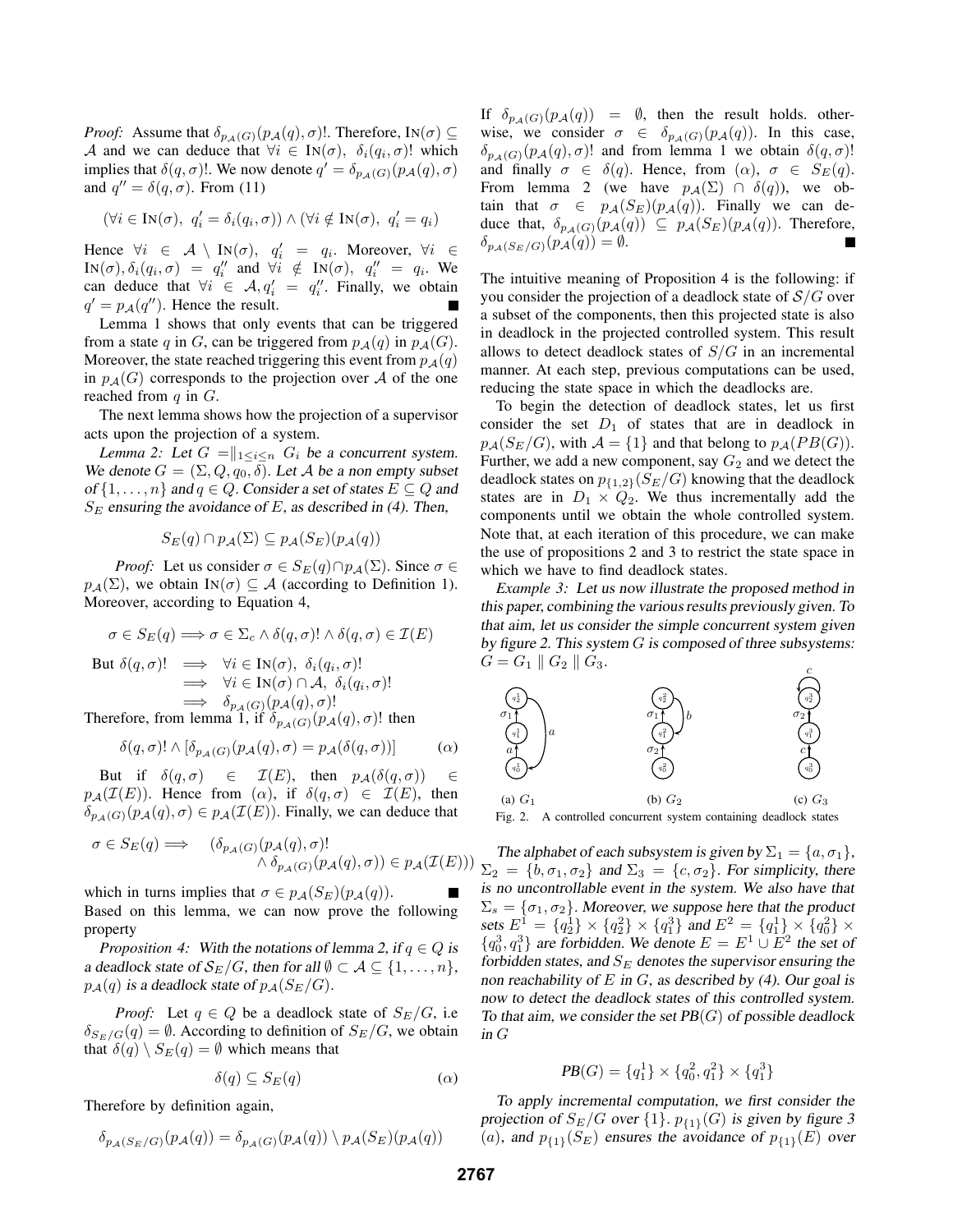*Proof:* Assume that $\delta_{p_{\mathcal{A}}(G)}(p_{\mathcal{A}}(q),\sigma)!$. Therefore, $\text{IN}(\sigma) \subseteq \mathcal{A}$ and we can deduce that $\forall i \in \text{IN}(\sigma),\ \delta_i(q_i,\sigma)!$ which implies that $\delta(q,\sigma)!$. We now denote $q' = \delta_{p_{\mathcal{A}}(G)}(p_{\mathcal{A}}(q),\sigma)$ and $q'' = \delta(q,\sigma)$. From (11)

$$(\forall i \in \text{IN}(\sigma),\ q'_i = \delta_i(q_i,\sigma)) \wedge (\forall i \notin \text{IN}(\sigma),\ q'_i = q_i)$$

Hence $\forall i \in \mathcal{A} \setminus \text{IN}(\sigma),\ q'_i = q_i$. Moreover, $\forall i \in \text{IN}(\sigma), \delta_i(q_i,\sigma) = q''_i$ and $\forall i \notin \text{IN}(\sigma),\ q''_i = q_i$. We can deduce that $\forall i \in \mathcal{A}, q'_i = q''_i$. Finally, we obtain $q' = p_{\mathcal{A}}(q'')$. Hence the result. ∎

Lemma 1 shows that only events that can be triggered from a state $q$ in $G$, can be triggered from $p_{\mathcal{A}}(q)$ in $p_{\mathcal{A}}(G)$. Moreover, the state reached triggering this event from $p_{\mathcal{A}}(q)$ in $p_{\mathcal{A}}(G)$ corresponds to the projection over $\mathcal{A}$ of the one reached from $q$ in $G$.

The next lemma shows how the projection of a supervisor acts upon the projection of a system.

*Lemma 2: Let $G = \|_{1\leq i\leq n}\ G_i$ be a concurrent system. We denote $G = (\Sigma, Q, q_0, \delta)$. Let $\mathcal{A}$ be a non empty subset of $\{1,\ldots,n\}$ and $q \in Q$. Consider a set of states $E \subseteq Q$ and $S_E$ ensuring the avoidance of $E$, as described in (4). Then,*

$$S_E(q) \cap p_{\mathcal{A}}(\Sigma) \subseteq p_{\mathcal{A}}(S_E)(p_{\mathcal{A}}(q))$$

*Proof:* Let us consider $\sigma \in S_E(q) \cap p_{\mathcal{A}}(\Sigma)$. Since $\sigma \in p_{\mathcal{A}}(\Sigma)$, we obtain $\text{IN}(\sigma) \subseteq \mathcal{A}$ (according to Definition 1). Moreover, according to Equation 4,

$$\sigma \in S_E(q) \Longrightarrow \sigma \in \Sigma_c \wedge \delta(q,\sigma)! \wedge \delta(q,\sigma) \in \mathcal{I}(E)$$

$$\begin{aligned}\text{But } \delta(q,\sigma)! &\Longrightarrow \forall i \in \text{IN}(\sigma),\ \delta_i(q_i,\sigma)!\\ &\Longrightarrow \forall i \in \text{IN}(\sigma) \cap \mathcal{A},\ \delta_i(q_i,\sigma)!\\ &\Longrightarrow \delta_{p_{\mathcal{A}}(G)}(p_{\mathcal{A}}(q),\sigma)!\end{aligned}$$

Therefore, from lemma 1, if $\delta_{p_{\mathcal{A}}(G)}(p_{\mathcal{A}}(q),\sigma)!$ then

$$\delta(q,\sigma)! \wedge [\delta_{p_{\mathcal{A}}(G)}(p_{\mathcal{A}}(q),\sigma) = p_{\mathcal{A}}(\delta(q,\sigma))] \qquad (\alpha)$$

But if $\delta(q,\sigma) \in \mathcal{I}(E)$, then $p_{\mathcal{A}}(\delta(q,\sigma)) \in p_{\mathcal{A}}(\mathcal{I}(E))$. Hence from $(\alpha)$, if $\delta(q,\sigma) \in \mathcal{I}(E)$, then $\delta_{p_{\mathcal{A}}(G)}(p_{\mathcal{A}}(q),\sigma) \in p_{\mathcal{A}}(\mathcal{I}(E))$. Finally, we can deduce that

$$\sigma \in S_E(q) \Longrightarrow \quad (\delta_{p_{\mathcal{A}}(G)}(p_{\mathcal{A}}(q),\sigma)! \wedge \delta_{p_{\mathcal{A}}(G)}(p_{\mathcal{A}}(q),\sigma)) \in p_{\mathcal{A}}(\mathcal{I}(E)))$$

which in turns implies that $\sigma \in p_{\mathcal{A}}(S_E)(p_{\mathcal{A}}(q))$. ∎

Based on this lemma, we can now prove the following property

*Proposition 4: With the notations of lemma 2, if $q \in Q$ is a deadlock state of $\mathcal{S}_E/G$, then for all $\emptyset \subset \mathcal{A} \subseteq \{1,\ldots,n\}$, $p_{\mathcal{A}}(q)$ is a deadlock state of $p_{\mathcal{A}}(S_E/G)$.*

*Proof:* Let $q \in Q$ be a deadlock state of $S_E/G$, i.e $\delta_{S_E/G}(q) = \emptyset$. According to definition of $S_E/G$, we obtain that $\delta(q) \setminus S_E(q) = \emptyset$ which means that

$$\delta(q) \subseteq S_E(q) \qquad (\alpha)$$

Therefore by definition again,

$$\delta_{p_{\mathcal{A}}(S_E/G)}(p_{\mathcal{A}}(q)) = \delta_{p_{\mathcal{A}}(G)}(p_{\mathcal{A}}(q)) \setminus p_{\mathcal{A}}(S_E)(p_{\mathcal{A}}(q))$$

If $\delta_{p_{\mathcal{A}}(G)}(p_{\mathcal{A}}(q)) = \emptyset$, then the result holds. otherwise, we consider $\sigma \in \delta_{p_{\mathcal{A}}(G)}(p_{\mathcal{A}}(q))$. In this case, $\delta_{p_{\mathcal{A}}(G)}(p_{\mathcal{A}}(q),\sigma)!$ and from lemma 1 we obtain $\delta(q,\sigma)!$ and finally $\sigma \in \delta(q)$. Hence, from $(\alpha)$, $\sigma \in S_E(q)$. From lemma 2 (we have $p_{\mathcal{A}}(\Sigma) \cap \delta(q)$), we obtain that $\sigma \in p_{\mathcal{A}}(S_E)(p_{\mathcal{A}}(q))$. Finally we can deduce that, $\delta_{p_{\mathcal{A}}(G)}(p_{\mathcal{A}}(q)) \subseteq p_{\mathcal{A}}(S_E)(p_{\mathcal{A}}(q))$. Therefore, $\delta_{p_{\mathcal{A}}(S_E/G)}(p_{\mathcal{A}}(q)) = \emptyset$. ∎

The intuitive meaning of Proposition 4 is the following: if you consider the projection of a deadlock state of $\mathcal{S}/G$ over a subset of the components, then this projected state is also in deadlock in the projected controlled system. This result allows to detect deadlock states of $S/G$ in an incremental manner. At each step, previous computations can be used, reducing the state space in which the deadlocks are.

To begin the detection of deadlock states, let us first consider the set $D_1$ of states that are in deadlock in $p_{\mathcal{A}}(S_E/G)$, with $\mathcal{A} = \{1\}$ and that belong to $p_{\mathcal{A}}(PB(G))$. Further, we add a new component, say $G_2$ and we detect the deadlock states on $p_{\{1,2\}}(S_E/G)$ knowing that the deadlock states are in $D_1 \times Q_2$. We thus incrementally add the components until we obtain the whole controlled system. Note that, at each iteration of this procedure, we can make the use of propositions 2 and 3 to restrict the state space in which we have to find deadlock states.

*Example 3: Let us now illustrate the proposed method in this paper, combining the various results previously given. To that aim, let us consider the simple concurrent system given by figure 2. This system $G$ is composed of three subsystems: $G = G_1 \parallel G_2 \parallel G_3$.*

(a) $G_1$ (b) $G_2$ (c) $G_3$

Fig. 2. A controlled concurrent system containing deadlock states

*The alphabet of each subsystem is given by $\Sigma_1 = \{a, \sigma_1\}$, $\Sigma_2 = \{b, \sigma_1, \sigma_2\}$ and $\Sigma_3 = \{c, \sigma_2\}$. For simplicity, there is no uncontrollable event in the system. We also have that $\Sigma_s = \{\sigma_1, \sigma_2\}$. Moreover, we suppose here that the product sets $E^1 = \{q^1_2\} \times \{q^2_2\} \times \{q^3_1\}$ and $E^2 = \{q^1_1\} \times \{q^2_0\} \times \{q^3_0, q^3_1\}$ are forbidden. We denote $E = E^1 \cup E^2$ the set of forbidden states, and $S_E$ denotes the supervisor ensuring the non reachability of $E$ in $G$, as described by (4). Our goal is now to detect the deadlock states of this controlled system. To that aim, we consider the set $PB(G)$ of possible deadlock in $G$*

$$PB(G) = \{q^1_1\} \times \{q^2_0, q^2_1\} \times \{q^3_1\}$$

*To apply incremental computation, we first consider the projection of $S_E/G$ over $\{1\}$. $p_{\{1\}}(G)$ is given by figure 3 (a), and $p_{\{1\}}(S_E)$ ensures the avoidance of $p_{\{1\}}(E)$ over*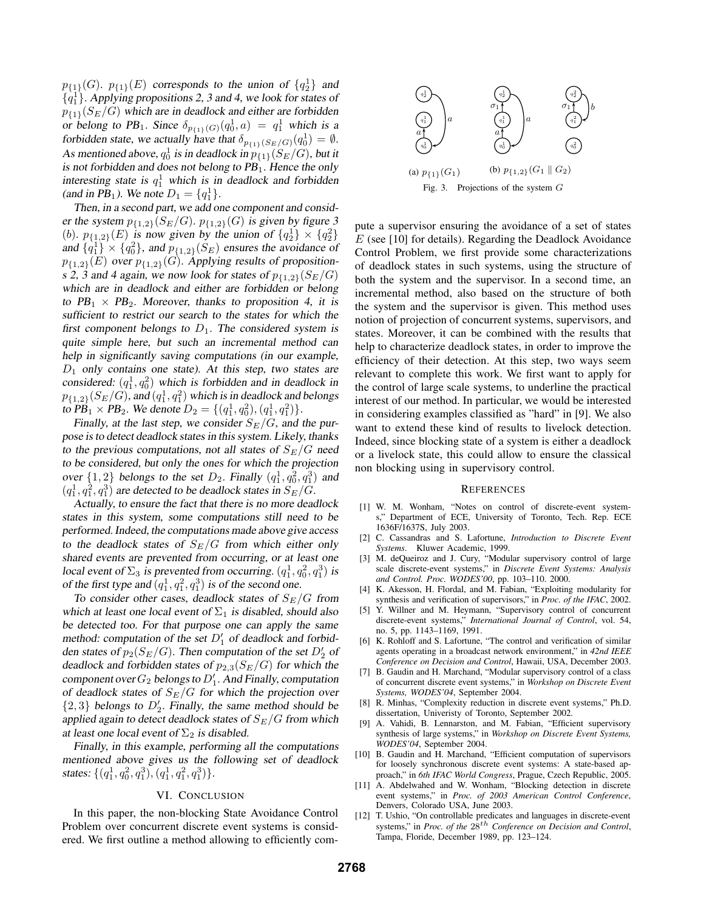$p_{\{1\}}(G)$. $p_{\{1\}}(E)$ corresponds to the union of $\{q_2^1\}$ and $\{q_1^1\}$. Applying propositions 2, 3 and 4, we look for states of $p_{\{1\}}(S_E/G)$ which are in deadlock and either are forbidden or belong to PB$_1$. Since $\delta_{p_{\{1\}}(G)}(q_0^1, a) = q_1^1$ which is a forbidden state, we actually have that $\delta_{p_{\{1\}}(S_E/G)}(q_0^1) = \emptyset$. As mentioned above, $q_0^1$ is in deadlock in $p_{\{1\}}(S_E/G)$, but it is not forbidden and does not belong to PB$_1$. Hence the only interesting state is $q_1^1$ which is in deadlock and forbidden (and in PB$_1$). We note $D_1 = \{q_1^1\}$.

Then, in a second part, we add one component and consider the system $p_{\{1,2\}}(S_E/G)$. $p_{\{1,2\}}(G)$ is given by figure 3 (b). $p_{\{1,2\}}(E)$ is now given by the union of $\{q_2^1\} \times \{q_2^2\}$ and $\{q_1^1\} \times \{q_0^2\}$, and $p_{\{1,2\}}(S_E)$ ensures the avoidance of $p_{\{1,2\}}(E)$ over $p_{\{1,2\}}(G)$. Applying results of propositions 2, 3 and 4 again, we now look for states of $p_{\{1,2\}}(S_E/G)$ which are in deadlock and either are forbidden or belong to PB$_1$ $\times$ PB$_2$. Moreover, thanks to proposition 4, it is sufficient to restrict our search to the states for which the first component belongs to $D_1$. The considered system is quite simple here, but such an incremental method can help in significantly saving computations (in our example, $D_1$ only contains one state). At this step, two states are considered: $(q_1^1, q_0^2)$ which is forbidden and in deadlock in $p_{\{1,2\}}(S_E/G)$, and $(q_1^1, q_1^2)$ which is in deadlock and belongs to PB$_1$ $\times$ PB$_2$. We denote $D_2 = \{(q_1^1, q_0^2), (q_1^1, q_1^2)\}$.

Finally, at the last step, we consider $S_E/G$, and the purpose is to detect deadlock states in this system. Likely, thanks to the previous computations, not all states of $S_E/G$ need to be considered, but only the ones for which the projection over $\{1, 2\}$ belongs to the set $D_2$. Finally $(q_1^1, q_0^2, q_1^3)$ and $(q_1^1, q_1^2, q_1^3)$ are detected to be deadlock states in $S_E/G$.

Actually, to ensure the fact that there is no more deadlock states in this system, some computations still need to be performed. Indeed, the computations made above give access to the deadlock states of $S_E/G$ from which either only shared events are prevented from occurring, or at least one local event of $\Sigma_3$ is prevented from occurring. $(q_1^1, q_0^2, q_1^3)$ is of the first type and $(q_1^1, q_1^2, q_1^3)$ is of the second one.

To consider other cases, deadlock states of $S_E/G$ from which at least one local event of $\Sigma_1$ is disabled, should also be detected too. For that purpose one can apply the same method: computation of the set $D_1'$ of deadlock and forbidden states of $p_2(S_E/G)$. Then computation of the set $D_2'$ of deadlock and forbidden states of $p_{2,3}(S_E/G)$ for which the component over $G_2$ belongs to $D_1'$. And Finally, computation of deadlock states of $S_E/G$ for which the projection over $\{2, 3\}$ belongs to $D_2'$. Finally, the same method should be applied again to detect deadlock states of $S_E/G$ from which at least one local event of $\Sigma_2$ is disabled.

Finally, in this example, performing all the computations mentioned above gives us the following set of deadlock states: $\{(q_1^1, q_0^2, q_1^3), (q_1^1, q_1^2, q_1^3)\}$.

$q_2^1$
$q_1^1$
$q_0^1$
$a$
$a$
(a) $p_{\{1\}}(G_1)$

$q_2^1$
$q_1^1$
$q_0^1$
$\sigma_1$
$a$
$a$
$q_2^2$
$q_1^2$
$q_0^2$
$\sigma_1$
$b$
(b) $p_{\{1,2\}}(G_1 \parallel G_2)$

Fig. 3. Projections of the system $G$

## VI. Conclusion

In this paper, the non-blocking State Avoidance Control Problem over concurrent discrete event systems is considered. We first outline a method allowing to efficiently compute a supervisor ensuring the avoidance of a set of states $E$ (see [10] for details). Regarding the Deadlock Avoidance Control Problem, we first provide some characterizations of deadlock states in such systems, using the structure of both the system and the supervisor. In a second time, an incremental method, also based on the structure of both the system and the supervisor is given. This method uses notion of projection of concurrent systems, supervisors, and states. Moreover, it can be combined with the results that help to characterize deadlock states, in order to improve the efficiency of their detection. At this step, two ways seem relevant to complete this work. We first want to apply for the control of large scale systems, to underline the practical interest of our method. In particular, we would be interested in considering examples classified as "hard" in [9]. We also want to extend these kind of results to livelock detection. Indeed, since blocking state of a system is either a deadlock or a livelock state, this could allow to ensure the classical non blocking using in supervisory control.

## References

[1] W. M. Wonham, "Notes on control of discrete-event systems," Department of ECE, University of Toronto, Tech. Rep. ECE 1636F/1637S, July 2003.

[2] C. Cassandras and S. Lafortune, *Introduction to Discrete Event Systems*. Kluwer Academic, 1999.

[3] M. deQueiroz and J. Cury, "Modular supervisory control of large scale discrete-event systems," in *Discrete Event Systems: Analysis and Control. Proc. WODES'00*, pp. 103–110. 2000.

[4] K. Akesson, H. Flordal, and M. Fabian, "Exploiting modularity for synthesis and verification of supervisors," in *Proc. of the IFAC*, 2002.

[5] Y. Willner and M. Heymann, "Supervisory control of concurrent discrete-event systems," *International Journal of Control*, vol. 54, no. 5, pp. 1143–1169, 1991.

[6] K. Rohloff and S. Lafortune, "The control and verification of similar agents operating in a broadcast network environment," in *42nd IEEE Conference on Decision and Control*, Hawaii, USA, December 2003.

[7] B. Gaudin and H. Marchand, "Modular supervisory control of a class of concurrent discrete event systems," in *Workshop on Discrete Event Systems, WODES'04*, September 2004.

[8] R. Minhas, "Complexity reduction in discrete event systems," Ph.D. dissertation, Univeristy of Toronto, September 2002.

[9] A. Vahidi, B. Lennarston, and M. Fabian, "Efficient supervisory synthesis of large systems," in *Workshop on Discrete Event Systems, WODES'04*, September 2004.

[10] B. Gaudin and H. Marchand, "Efficient computation of supervisors for loosely synchronous discrete event systems: A state-based approach," in *6th IFAC World Congress*, Prague, Czech Republic, 2005.

[11] A. Abdelwahed and W. Wonham, "Blocking detection in discrete event systems," in *Proc. of 2003 American Control Conference*, Denvers, Colorado USA, June 2003.

[12] T. Ushio, "On controllable predicates and languages in discrete-event systems," in *Proc. of the* $28^{th}$ *Conference on Decision and Control*, Tampa, Floride, December 1989, pp. 123–124.